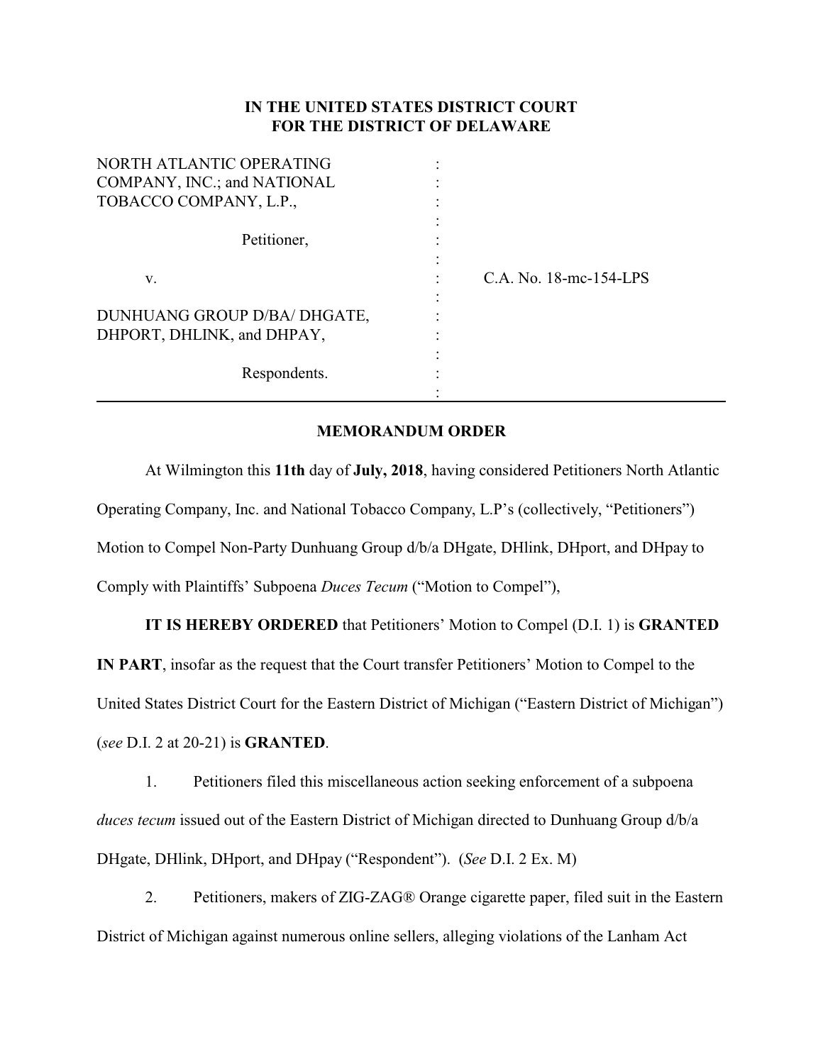**IN THE UNITED STATES DISTRICT COURT**
**FOR THE DISTRICT OF DELAWARE**

| | | |
|---|---|---|
| NORTH ATLANTIC OPERATING COMPANY, INC.; and NATIONAL TOBACCO COMPANY, L.P., | : | |
| Petitioner, | : | |
| v. | : | C.A. No. 18-mc-154-LPS |
| DUNHUANG GROUP D/BA/ DHGATE, DHPORT, DHLINK, and DHPAY, | : | |
| Respondents. | : | |

**MEMORANDUM ORDER**

At Wilmington this **11th** day of **July, 2018**, having considered Petitioners North Atlantic Operating Company, Inc. and National Tobacco Company, L.P's (collectively, "Petitioners") Motion to Compel Non-Party Dunhuang Group d/b/a DHgate, DHlink, DHport, and DHpay to Comply with Plaintiffs' Subpoena *Duces Tecum* ("Motion to Compel"),

**IT IS HEREBY ORDERED** that Petitioners' Motion to Compel (D.I. 1) is **GRANTED IN PART**, insofar as the request that the Court transfer Petitioners' Motion to Compel to the United States District Court for the Eastern District of Michigan ("Eastern District of Michigan") (*see* D.I. 2 at 20-21) is **GRANTED**.

1. Petitioners filed this miscellaneous action seeking enforcement of a subpoena *duces tecum* issued out of the Eastern District of Michigan directed to Dunhuang Group d/b/a DHgate, DHlink, DHport, and DHpay ("Respondent"). (*See* D.I. 2 Ex. M)

2. Petitioners, makers of ZIG-ZAG® Orange cigarette paper, filed suit in the Eastern District of Michigan against numerous online sellers, alleging violations of the Lanham Act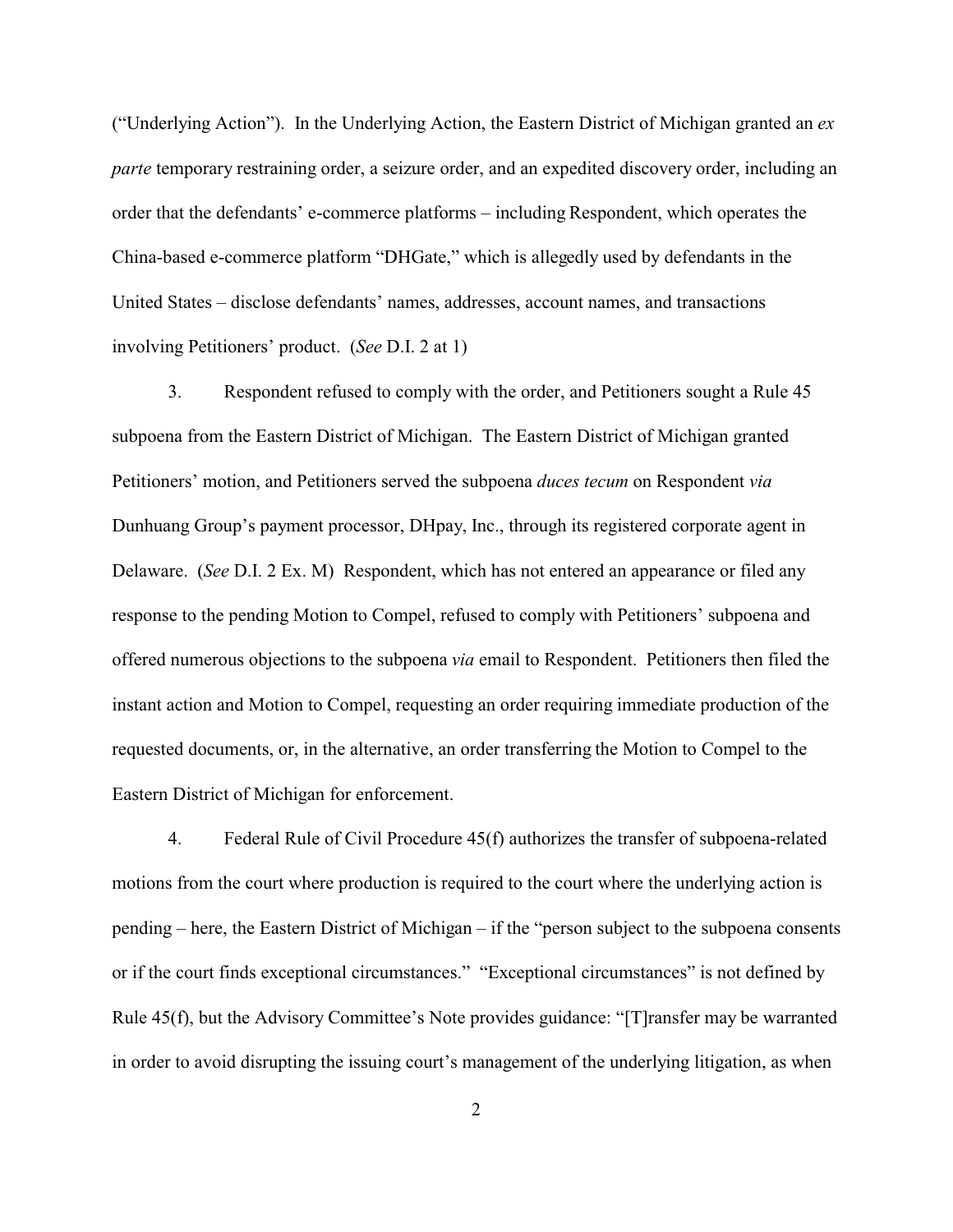("Underlying Action"). In the Underlying Action, the Eastern District of Michigan granted an *ex parte* temporary restraining order, a seizure order, and an expedited discovery order, including an order that the defendants' e-commerce platforms – including Respondent, which operates the China-based e-commerce platform "DHGate," which is allegedly used by defendants in the United States – disclose defendants' names, addresses, account names, and transactions involving Petitioners' product. (*See* D.I. 2 at 1)

3. Respondent refused to comply with the order, and Petitioners sought a Rule 45 subpoena from the Eastern District of Michigan. The Eastern District of Michigan granted Petitioners' motion, and Petitioners served the subpoena *duces tecum* on Respondent *via* Dunhuang Group's payment processor, DHpay, Inc., through its registered corporate agent in Delaware. (*See* D.I. 2 Ex. M) Respondent, which has not entered an appearance or filed any response to the pending Motion to Compel, refused to comply with Petitioners' subpoena and offered numerous objections to the subpoena *via* email to Respondent. Petitioners then filed the instant action and Motion to Compel, requesting an order requiring immediate production of the requested documents, or, in the alternative, an order transferring the Motion to Compel to the Eastern District of Michigan for enforcement.

4. Federal Rule of Civil Procedure 45(f) authorizes the transfer of subpoena-related motions from the court where production is required to the court where the underlying action is pending – here, the Eastern District of Michigan – if the "person subject to the subpoena consents or if the court finds exceptional circumstances." "Exceptional circumstances" is not defined by Rule 45(f), but the Advisory Committee's Note provides guidance: "[T]ransfer may be warranted in order to avoid disrupting the issuing court's management of the underlying litigation, as when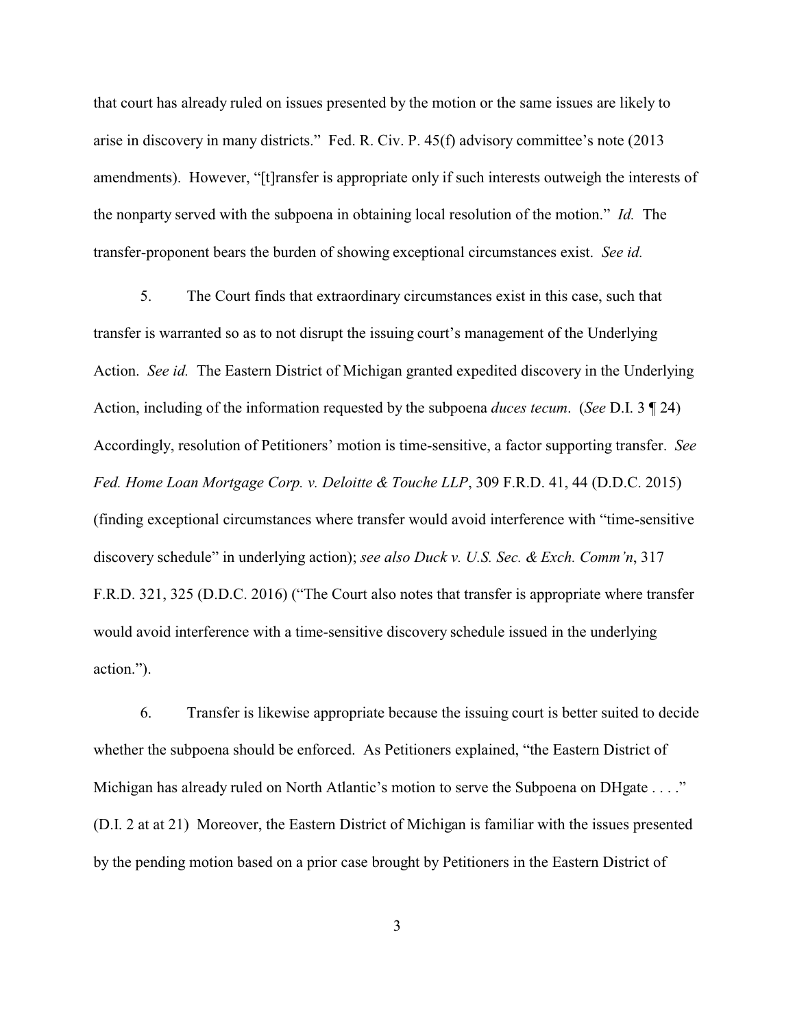that court has already ruled on issues presented by the motion or the same issues are likely to arise in discovery in many districts." Fed. R. Civ. P. 45(f) advisory committee's note (2013 amendments). However, "[t]ransfer is appropriate only if such interests outweigh the interests of the nonparty served with the subpoena in obtaining local resolution of the motion." *Id.* The transfer-proponent bears the burden of showing exceptional circumstances exist. *See id.*

5. The Court finds that extraordinary circumstances exist in this case, such that transfer is warranted so as to not disrupt the issuing court's management of the Underlying Action. *See id.* The Eastern District of Michigan granted expedited discovery in the Underlying Action, including of the information requested by the subpoena *duces tecum*. (*See* D.I. 3 ¶ 24) Accordingly, resolution of Petitioners' motion is time-sensitive, a factor supporting transfer. *See Fed. Home Loan Mortgage Corp. v. Deloitte & Touche LLP*, 309 F.R.D. 41, 44 (D.D.C. 2015) (finding exceptional circumstances where transfer would avoid interference with "time-sensitive discovery schedule" in underlying action); *see also Duck v. U.S. Sec. & Exch. Comm'n*, 317 F.R.D. 321, 325 (D.D.C. 2016) ("The Court also notes that transfer is appropriate where transfer would avoid interference with a time-sensitive discovery schedule issued in the underlying action.").

6. Transfer is likewise appropriate because the issuing court is better suited to decide whether the subpoena should be enforced. As Petitioners explained, "the Eastern District of Michigan has already ruled on North Atlantic's motion to serve the Subpoena on DHgate . . . ." (D.I. 2 at at 21) Moreover, the Eastern District of Michigan is familiar with the issues presented by the pending motion based on a prior case brought by Petitioners in the Eastern District of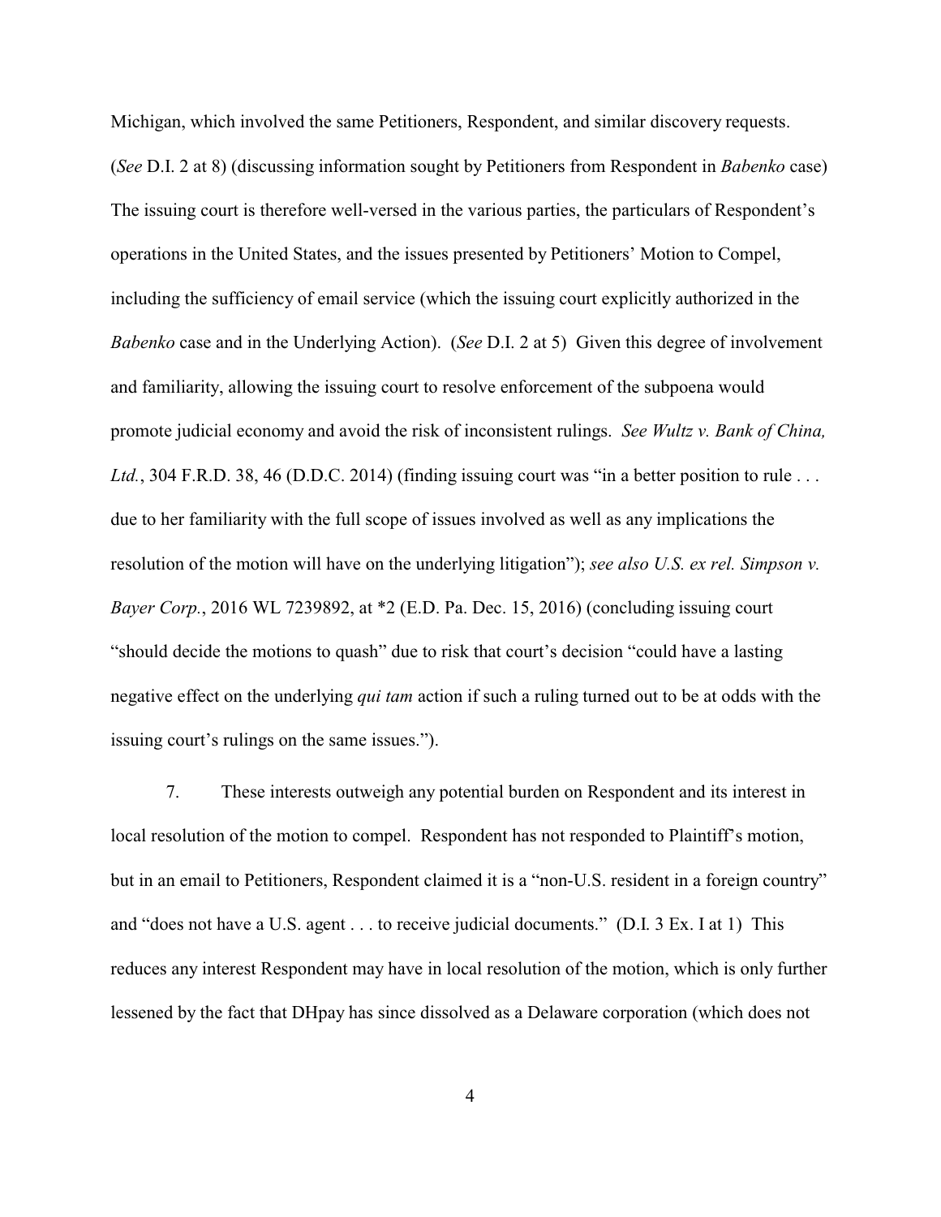Michigan, which involved the same Petitioners, Respondent, and similar discovery requests. (*See* D.I. 2 at 8) (discussing information sought by Petitioners from Respondent in *Babenko* case) The issuing court is therefore well-versed in the various parties, the particulars of Respondent's operations in the United States, and the issues presented by Petitioners' Motion to Compel, including the sufficiency of email service (which the issuing court explicitly authorized in the *Babenko* case and in the Underlying Action). (*See* D.I. 2 at 5) Given this degree of involvement and familiarity, allowing the issuing court to resolve enforcement of the subpoena would promote judicial economy and avoid the risk of inconsistent rulings. *See Wultz v. Bank of China, Ltd.*, 304 F.R.D. 38, 46 (D.D.C. 2014) (finding issuing court was "in a better position to rule . . . due to her familiarity with the full scope of issues involved as well as any implications the resolution of the motion will have on the underlying litigation"); *see also U.S. ex rel. Simpson v. Bayer Corp.*, 2016 WL 7239892, at *2 (E.D. Pa. Dec. 15, 2016) (concluding issuing court "should decide the motions to quash" due to risk that court's decision "could have a lasting negative effect on the underlying *qui tam* action if such a ruling turned out to be at odds with the issuing court's rulings on the same issues.").

7. These interests outweigh any potential burden on Respondent and its interest in local resolution of the motion to compel. Respondent has not responded to Plaintiff's motion, but in an email to Petitioners, Respondent claimed it is a "non-U.S. resident in a foreign country" and "does not have a U.S. agent . . . to receive judicial documents." (D.I. 3 Ex. I at 1) This reduces any interest Respondent may have in local resolution of the motion, which is only further lessened by the fact that DHpay has since dissolved as a Delaware corporation (which does not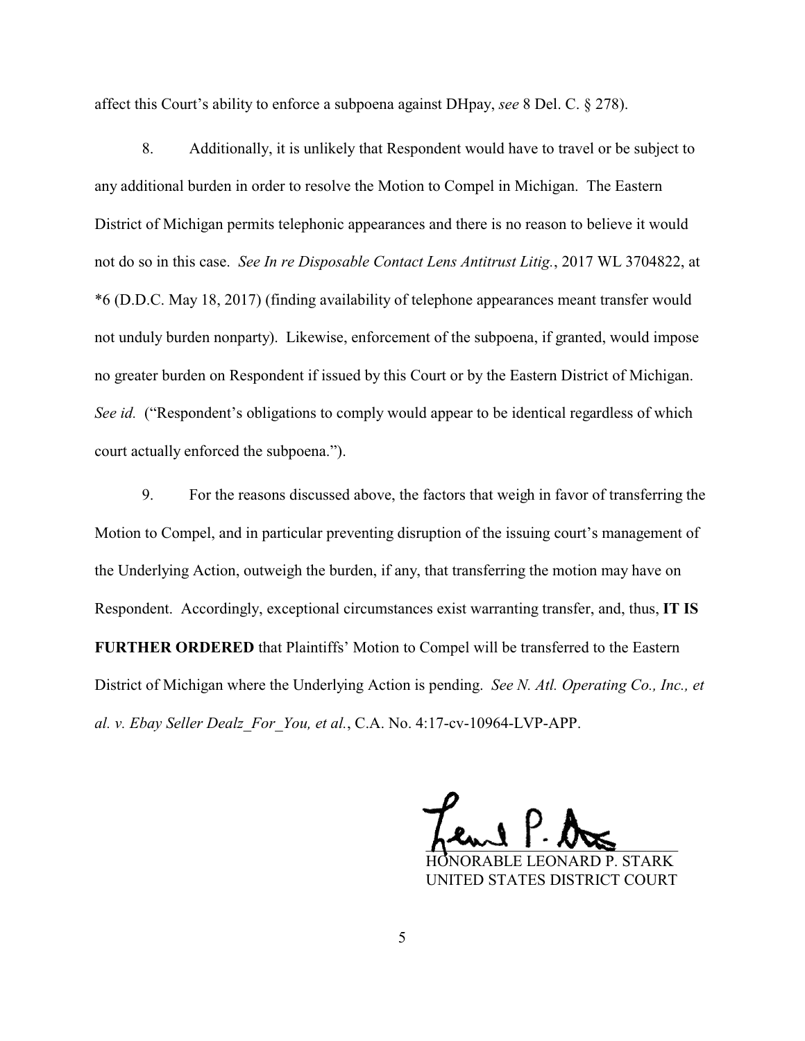affect this Court's ability to enforce a subpoena against DHpay, *see* 8 Del. C. § 278).

8. Additionally, it is unlikely that Respondent would have to travel or be subject to any additional burden in order to resolve the Motion to Compel in Michigan. The Eastern District of Michigan permits telephonic appearances and there is no reason to believe it would not do so in this case. *See In re Disposable Contact Lens Antitrust Litig.*, 2017 WL 3704822, at *6 (D.D.C. May 18, 2017) (finding availability of telephone appearances meant transfer would not unduly burden nonparty). Likewise, enforcement of the subpoena, if granted, would impose no greater burden on Respondent if issued by this Court or by the Eastern District of Michigan. *See id.* ("Respondent's obligations to comply would appear to be identical regardless of which court actually enforced the subpoena.").

9. For the reasons discussed above, the factors that weigh in favor of transferring the Motion to Compel, and in particular preventing disruption of the issuing court's management of the Underlying Action, outweigh the burden, if any, that transferring the motion may have on Respondent. Accordingly, exceptional circumstances exist warranting transfer, and, thus, **IT IS FURTHER ORDERED** that Plaintiffs' Motion to Compel will be transferred to the Eastern District of Michigan where the Underlying Action is pending. *See N. Atl. Operating Co., Inc., et al. v. Ebay Seller Dealz_For_You, et al.*, C.A. No. 4:17-cv-10964-LVP-APP.

HONORABLE LEONARD P. STARK
UNITED STATES DISTRICT COURT